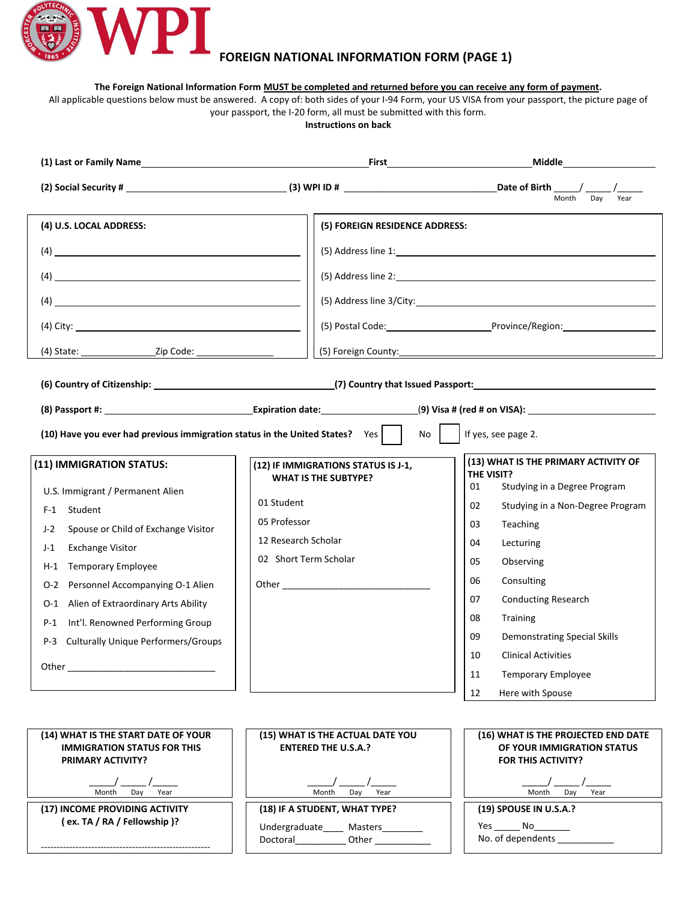# WPI FOREIGN NATIONAL INFORMATION FORM (PAGE 1)

**The Foreign National Information Form MUST be completed and returned before you can receive any form of payment.**

All applicable questions below must be answered. A copy of: both sides of your I-94 Form, your US VISA from your passport, the picture page of your passport, the I-20 form, all must be submitted with this form.

**Instructions on back**

**(1) Last or Family Name** ______________________ **First** ______________________ **Middle** ______________

**(2) Social Security #** ______________________ **(3) WPI ID #** ______________________ **Date of Birth** _____/_____/_____ (Month / Day / Year)

**(4) U.S. LOCAL ADDRESS:**

(4) ______________________

(4) ______________________

(4) ______________________

(4) City: ______________________

(4) State: ____________ Zip Code: ____________

**(5) FOREIGN RESIDENCE ADDRESS:**

(5) Address line 1: ______________________

(5) Address line 2: ______________________

(5) Address line 3/City: ______________________

(5) Postal Code: ____________ Province/Region: ____________

(5) Foreign County: ______________________

**(6) Country of Citizenship:** ______________________ **(7) Country that Issued Passport:** ______________________

**(8) Passport #:** ______________________ **Expiration date:** ____________ **(9) Visa # (red # on VISA):** ______________________

**(10) Have you ever had previous immigration status in the United States?** Yes ☐ No ☐ If yes, see page 2.

**(11) IMMIGRATION STATUS:**

- U.S. Immigrant / Permanent Alien
- F-1 Student
- J-2 Spouse or Child of Exchange Visitor
- J-1 Exchange Visitor
- H-1 Temporary Employee
- O-2 Personnel Accompanying O-1 Alien
- O-1 Alien of Extraordinary Arts Ability
- P-1 Int'l. Renowned Performing Group
- P-3 Culturally Unique Performers/Groups
- Other ______________________

**(12) IF IMMIGRATIONS STATUS IS J-1, WHAT IS THE SUBTYPE?**

- 01 Student
- 05 Professor
- 12 Research Scholar
- 02 Short Term Scholar
- Other ______________________

**(13) WHAT IS THE PRIMARY ACTIVITY OF THE VISIT?**

- 01 Studying in a Degree Program
- 02 Studying in a Non-Degree Program
- 03 Teaching
- 04 Lecturing
- 05 Observing
- 06 Consulting
- 07 Conducting Research
- 08 Training
- 09 Demonstrating Special Skills
- 10 Clinical Activities
- 11 Temporary Employee
- 12 Here with Spouse

**(14) WHAT IS THE START DATE OF YOUR IMMIGRATION STATUS FOR THIS PRIMARY ACTIVITY?**

_____/_____/_____ (Month / Day / Year)

**(15) WHAT IS THE ACTUAL DATE YOU ENTERED THE U.S.A.?**

_____/_____/_____ (Month / Day / Year)

**(16) WHAT IS THE PROJECTED END DATE OF YOUR IMMIGRATION STATUS FOR THIS ACTIVITY?**

_____/_____/_____ (Month / Day / Year)

**(17) INCOME PROVIDING ACTIVITY ( ex. TA / RA / Fellowship )?**

------------------------------------------------------

**(18) IF A STUDENT, WHAT TYPE?**

Undergraduate____ Masters________

Doctoral__________ Other ___________

**(19) SPOUSE IN U.S.A.?**

Yes _____ No_______

No. of dependents ___________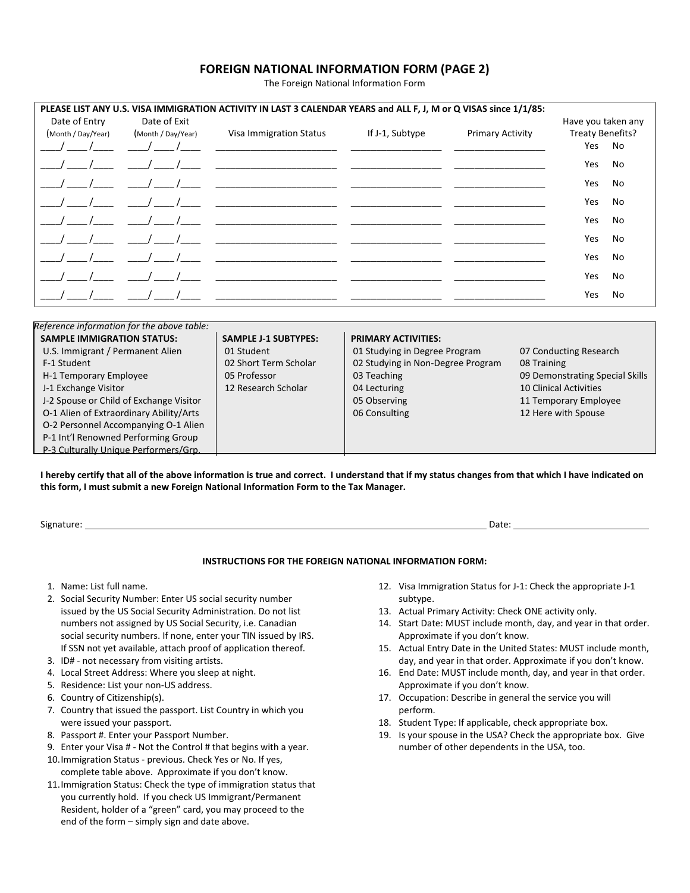# FOREIGN NATIONAL INFORMATION FORM (PAGE 2)

The Foreign National Information Form

**PLEASE LIST ANY U.S. VISA IMMIGRATION ACTIVITY IN LAST 3 CALENDAR YEARS and ALL F, J, M or Q VISAS since 1/1/85:**

| Date of Entry (Month / Day/Year) | Date of Exit (Month / Day/Year) | Visa Immigration Status | If J-1, Subtype | Primary Activity | Have you taken any Treaty Benefits? |
|---|---|---|---|---|---|
| ____/ ____ /____ | ____/ ____ /____ | ____________________ | ________________ | ________________ | Yes No |
| ____/ ____ /____ | ____/ ____ /____ | ____________________ | ________________ | ________________ | Yes No |
| ____/ ____ /____ | ____/ ____ /____ | ____________________ | ________________ | ________________ | Yes No |
| ____/ ____ /____ | ____/ ____ /____ | ____________________ | ________________ | ________________ | Yes No |
| ____/ ____ /____ | ____/ ____ /____ | ____________________ | ________________ | ________________ | Yes No |
| ____/ ____ /____ | ____/ ____ /____ | ____________________ | ________________ | ________________ | Yes No |
| ____/ ____ /____ | ____/ ____ /____ | ____________________ | ________________ | ________________ | Yes No |
| ____/ ____ /____ | ____/ ____ /____ | ____________________ | ________________ | ________________ | Yes No |
| ____/ ____ /____ | ____/ ____ /____ | ____________________ | ________________ | ________________ | Yes No |

*Reference information for the above table:*

| SAMPLE IMMIGRATION STATUS: | SAMPLE J-1 SUBTYPES: | PRIMARY ACTIVITIES: | |
|---|---|---|---|
| U.S. Immigrant / Permanent Alien | 01 Student | 01 Studying in Degree Program | 07 Conducting Research |
| F-1 Student | 02 Short Term Scholar | 02 Studying in Non-Degree Program | 08 Training |
| H-1 Temporary Employee | 05 Professor | 03 Teaching | 09 Demonstrating Special Skills |
| J-1 Exchange Visitor | 12 Research Scholar | 04 Lecturing | 10 Clinical Activities |
| J-2 Spouse or Child of Exchange Visitor | | 05 Observing | 11 Temporary Employee |
| O-1 Alien of Extraordinary Ability/Arts | | 06 Consulting | 12 Here with Spouse |
| O-2 Personnel Accompanying O-1 Alien | | | |
| P-1 Int'l Renowned Performing Group | | | |
| P-3 Culturally Unique Performers/Grp. | | | |

**I hereby certify that all of the above information is true and correct. I understand that if my status changes from that which I have indicated on this form, I must submit a new Foreign National Information Form to the Tax Manager.**

Signature: ______________________________ Date: ____________________

### INSTRUCTIONS FOR THE FOREIGN NATIONAL INFORMATION FORM:

1. Name: List full name.
2. Social Security Number: Enter US social security number issued by the US Social Security Administration. Do not list numbers not assigned by US Social Security, i.e. Canadian social security numbers. If none, enter your TIN issued by IRS. If SSN not yet available, attach proof of application thereof.
3. ID# - not necessary from visiting artists.
4. Local Street Address: Where you sleep at night.
5. Residence: List your non-US address.
6. Country of Citizenship(s).
7. Country that issued the passport. List Country in which you were issued your passport.
8. Passport #. Enter your Passport Number.
9. Enter your Visa # - Not the Control # that begins with a year.
10. Immigration Status - previous. Check Yes or No. If yes, complete table above. Approximate if you don't know.
11. Immigration Status: Check the type of immigration status that you currently hold. If you check US Immigrant/Permanent Resident, holder of a "green" card, you may proceed to the end of the form – simply sign and date above.
12. Visa Immigration Status for J-1: Check the appropriate J-1 subtype.
13. Actual Primary Activity: Check ONE activity only.
14. Start Date: MUST include month, day, and year in that order. Approximate if you don't know.
15. Actual Entry Date in the United States: MUST include month, day, and year in that order. Approximate if you don't know.
16. End Date: MUST include month, day, and year in that order. Approximate if you don't know.
17. Occupation: Describe in general the service you will perform.
18. Student Type: If applicable, check appropriate box.
19. Is your spouse in the USA? Check the appropriate box. Give number of other dependents in the USA, too.